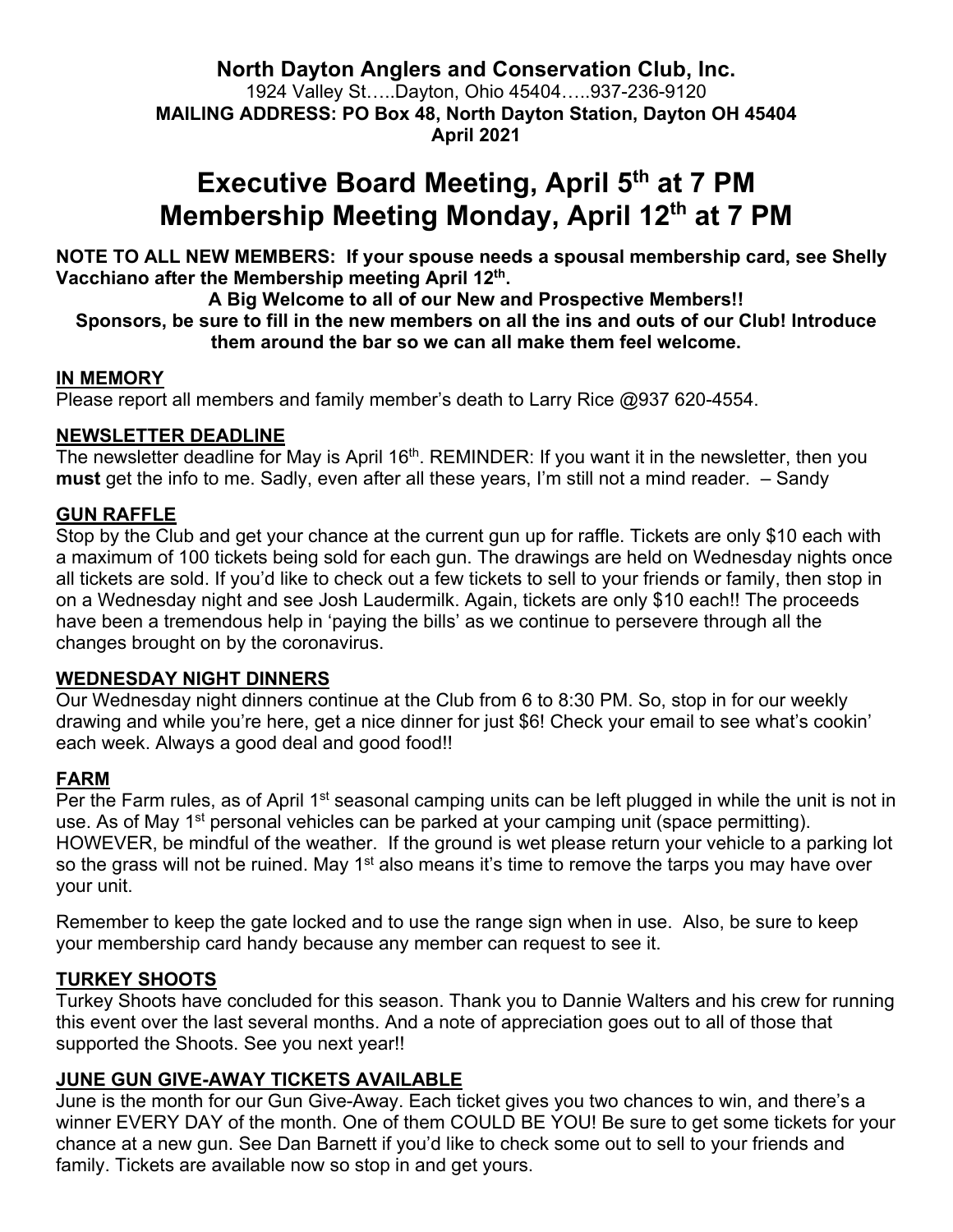**North Dayton Anglers and Conservation Club, Inc.**
1924 Valley St…..Dayton, Ohio 45404…..937-236-9120
**MAILING ADDRESS: PO Box 48, North Dayton Station, Dayton OH 45404**
**April 2021**

# Executive Board Meeting, April 5th at 7 PM
# Membership Meeting Monday, April 12th at 7 PM

**NOTE TO ALL NEW MEMBERS: If your spouse needs a spousal membership card, see Shelly Vacchiano after the Membership meeting April 12th.**

**A Big Welcome to all of our New and Prospective Members!!**
**Sponsors, be sure to fill in the new members on all the ins and outs of our Club! Introduce them around the bar so we can all make them feel welcome.**

## IN MEMORY

Please report all members and family member's death to Larry Rice @937 620-4554.

## NEWSLETTER DEADLINE

The newsletter deadline for May is April 16th. REMINDER: If you want it in the newsletter, then you **must** get the info to me. Sadly, even after all these years, I'm still not a mind reader. – Sandy

## GUN RAFFLE

Stop by the Club and get your chance at the current gun up for raffle. Tickets are only $10 each with a maximum of 100 tickets being sold for each gun. The drawings are held on Wednesday nights once all tickets are sold. If you'd like to check out a few tickets to sell to your friends or family, then stop in on a Wednesday night and see Josh Laudermilk. Again, tickets are only $10 each!! The proceeds have been a tremendous help in 'paying the bills' as we continue to persevere through all the changes brought on by the coronavirus.

## WEDNESDAY NIGHT DINNERS

Our Wednesday night dinners continue at the Club from 6 to 8:30 PM. So, stop in for our weekly drawing and while you're here, get a nice dinner for just $6! Check your email to see what's cookin' each week. Always a good deal and good food!!

## FARM

Per the Farm rules, as of April 1st seasonal camping units can be left plugged in while the unit is not in use. As of May 1st personal vehicles can be parked at your camping unit (space permitting). HOWEVER, be mindful of the weather. If the ground is wet please return your vehicle to a parking lot so the grass will not be ruined. May 1st also means it's time to remove the tarps you may have over your unit.

Remember to keep the gate locked and to use the range sign when in use. Also, be sure to keep your membership card handy because any member can request to see it.

## TURKEY SHOOTS

Turkey Shoots have concluded for this season. Thank you to Dannie Walters and his crew for running this event over the last several months. And a note of appreciation goes out to all of those that supported the Shoots. See you next year!!

## JUNE GUN GIVE-AWAY TICKETS AVAILABLE

June is the month for our Gun Give-Away. Each ticket gives you two chances to win, and there's a winner EVERY DAY of the month. One of them COULD BE YOU! Be sure to get some tickets for your chance at a new gun. See Dan Barnett if you'd like to check some out to sell to your friends and family. Tickets are available now so stop in and get yours.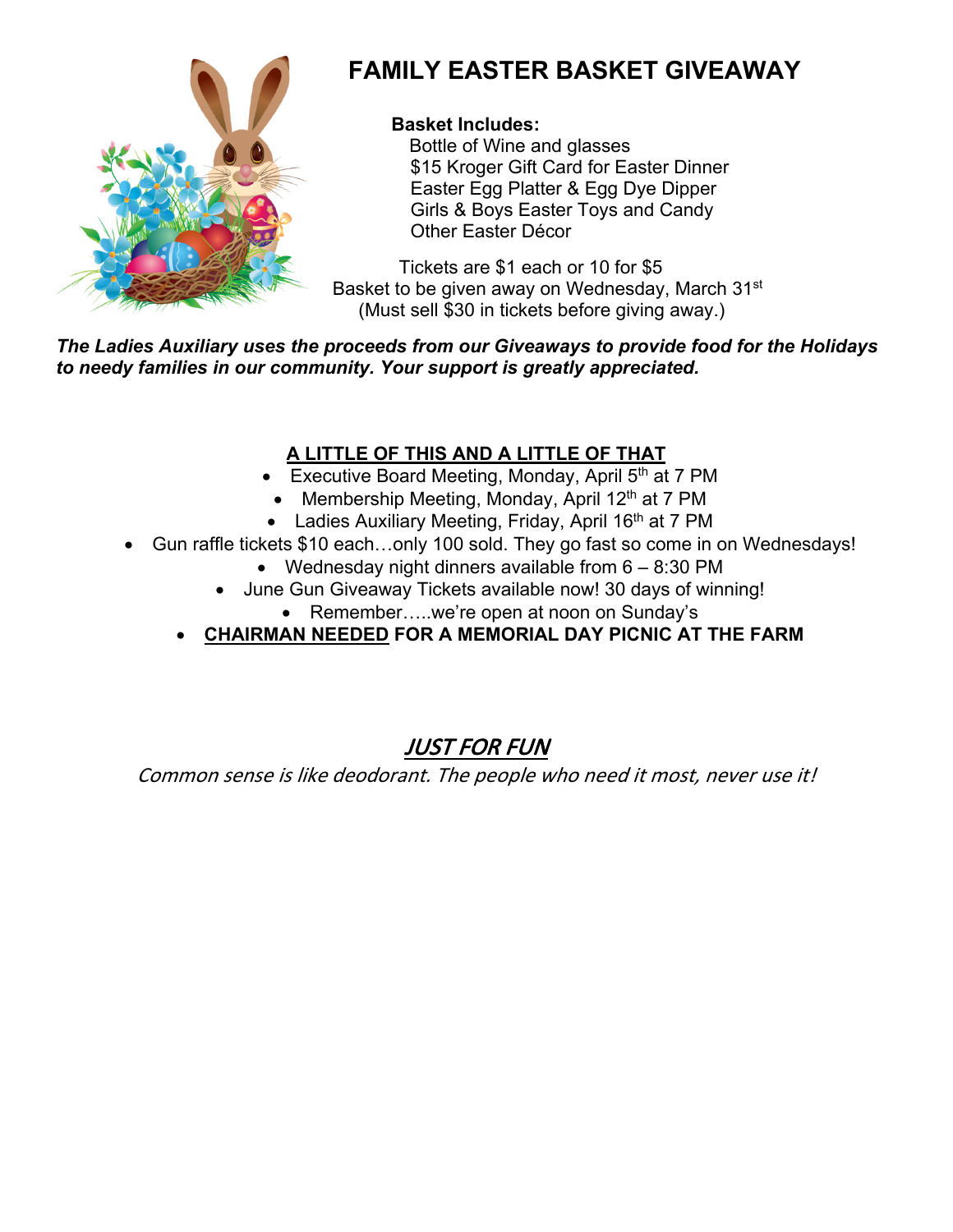# FAMILY EASTER BASKET GIVEAWAY

**Basket Includes:**

Bottle of Wine and glasses
$15 Kroger Gift Card for Easter Dinner
Easter Egg Platter & Egg Dye Dipper
Girls & Boys Easter Toys and Candy
Other Easter Décor

Tickets are $1 each or 10 for $5
Basket to be given away on Wednesday, March 31st
(Must sell $30 in tickets before giving away.)

***The Ladies Auxiliary uses the proceeds from our Giveaways to provide food for the Holidays to needy families in our community. Your support is greatly appreciated.***

## A LITTLE OF THIS AND A LITTLE OF THAT

- Executive Board Meeting, Monday, April 5th at 7 PM
- Membership Meeting, Monday, April 12th at 7 PM
- Ladies Auxiliary Meeting, Friday, April 16th at 7 PM
- Gun raffle tickets $10 each…only 100 sold. They go fast so come in on Wednesdays!
- Wednesday night dinners available from 6 – 8:30 PM
- June Gun Giveaway Tickets available now! 30 days of winning!
- Remember…..we're open at noon on Sunday's
- **CHAIRMAN NEEDED FOR A MEMORIAL DAY PICNIC AT THE FARM**

## *JUST FOR FUN*

*Common sense is like deodorant. The people who need it most, never use it!*